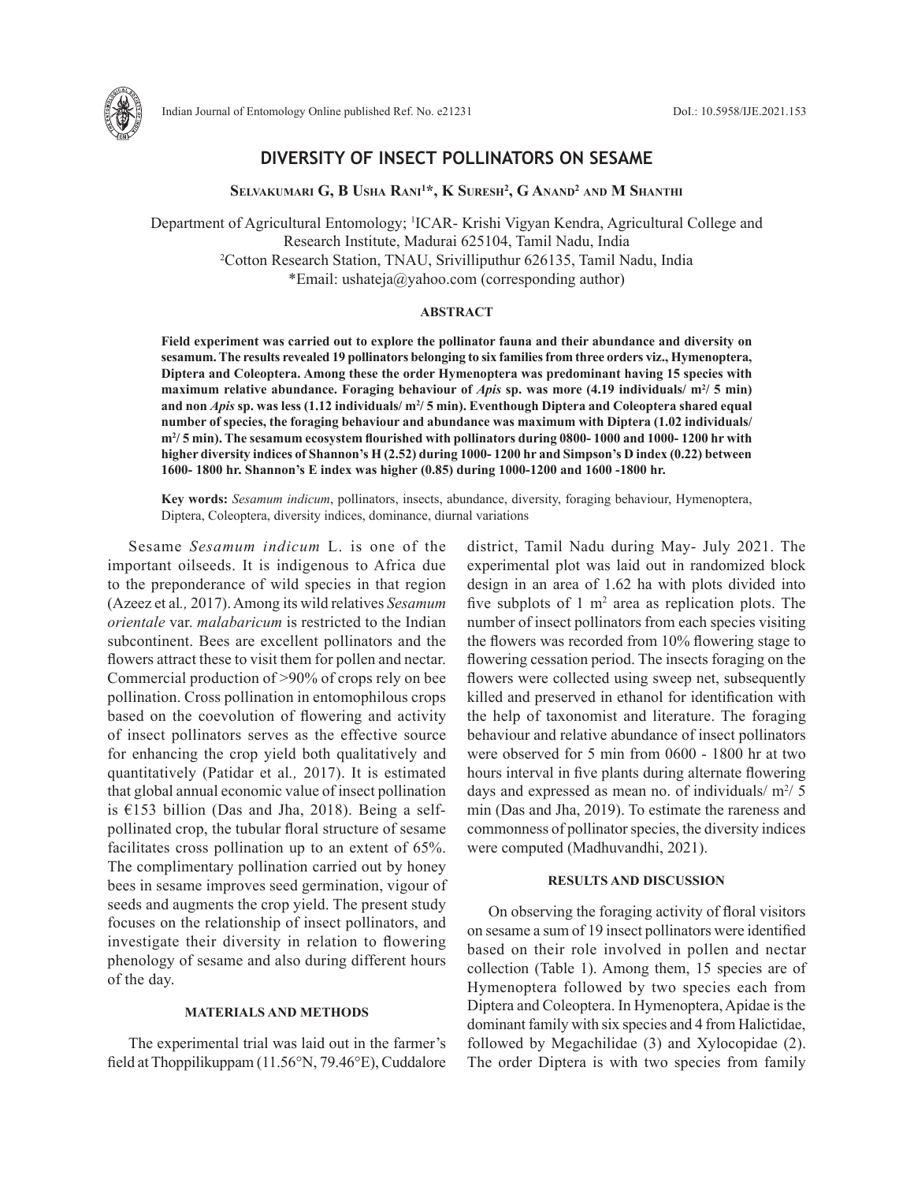# DIVERSITY OF INSECT POLLINATORS ON SESAME

**Selvakumari G, B Usha Rani[1]*, K Suresh[2], G Anand[2] and M Shanthi**

Department of Agricultural Entomology; [1]ICAR- Krishi Vigyan Kendra, Agricultural College and Research Institute, Madurai 625104, Tamil Nadu, India
[2]Cotton Research Station, TNAU, Srivilliputhur 626135, Tamil Nadu, India
*Email: ushateja@yahoo.com (corresponding author)

## ABSTRACT

**Field experiment was carried out to explore the pollinator fauna and their abundance and diversity on sesamum. The results revealed 19 pollinators belonging to six families from three orders viz., Hymenoptera, Diptera and Coleoptera. Among these the order Hymenoptera was predominant having 15 species with maximum relative abundance. Foraging behaviour of *Apis* sp. was more (4.19 individuals/ m$^2$/ 5 min) and non *Apis* sp. was less (1.12 individuals/ m$^2$/ 5 min). Eventhough Diptera and Coleoptera shared equal number of species, the foraging behaviour and abundance was maximum with Diptera (1.02 individuals/ m$^2$/ 5 min). The sesamum ecosystem flourished with pollinators during 0800- 1000 and 1000- 1200 hr with higher diversity indices of Shannon's H (2.52) during 1000- 1200 hr and Simpson's D index (0.22) between 1600- 1800 hr. Shannon's E index was higher (0.85) during 1000-1200 and 1600 -1800 hr.**

**Key words:** *Sesamum indicum*, pollinators, insects, abundance, diversity, foraging behaviour, Hymenoptera, Diptera, Coleoptera, diversity indices, dominance, diurnal variations

Sesame *Sesamum indicum* L. is one of the important oilseeds. It is indigenous to Africa due to the preponderance of wild species in that region (Azeez et al*.,* 2017). Among its wild relatives *Sesamum orientale* var. *malabaricum* is restricted to the Indian subcontinent. Bees are excellent pollinators and the flowers attract these to visit them for pollen and nectar. Commercial production of >90% of crops rely on bee pollination. Cross pollination in entomophilous crops based on the coevolution of flowering and activity of insect pollinators serves as the effective source for enhancing the crop yield both qualitatively and quantitatively (Patidar et al*.,* 2017). It is estimated that global annual economic value of insect pollination is €153 billion (Das and Jha, 2018). Being a self-pollinated crop, the tubular floral structure of sesame facilitates cross pollination up to an extent of 65%. The complimentary pollination carried out by honey bees in sesame improves seed germination, vigour of seeds and augments the crop yield. The present study focuses on the relationship of insect pollinators, and investigate their diversity in relation to flowering phenology of sesame and also during different hours of the day.

## MATERIALS AND METHODS

The experimental trial was laid out in the farmer's field at Thoppilikuppam (11.56°N, 79.46°E), Cuddalore district, Tamil Nadu during May- July 2021. The experimental plot was laid out in randomized block design in an area of 1.62 ha with plots divided into five subplots of 1 m$^2$ area as replication plots. The number of insect pollinators from each species visiting the flowers was recorded from 10% flowering stage to flowering cessation period. The insects foraging on the flowers were collected using sweep net, subsequently killed and preserved in ethanol for identification with the help of taxonomist and literature. The foraging behaviour and relative abundance of insect pollinators were observed for 5 min from 0600 - 1800 hr at two hours interval in five plants during alternate flowering days and expressed as mean no. of individuals/ m$^2$/ 5 min (Das and Jha, 2019). To estimate the rareness and commonness of pollinator species, the diversity indices were computed (Madhuvandhi, 2021).

## RESULTS AND DISCUSSION

On observing the foraging activity of floral visitors on sesame a sum of 19 insect pollinators were identified based on their role involved in pollen and nectar collection (Table 1). Among them, 15 species are of Hymenoptera followed by two species each from Diptera and Coleoptera. In Hymenoptera, Apidae is the dominant family with six species and 4 from Halictidae, followed by Megachilidae (3) and Xylocopidae (2). The order Diptera is with two species from family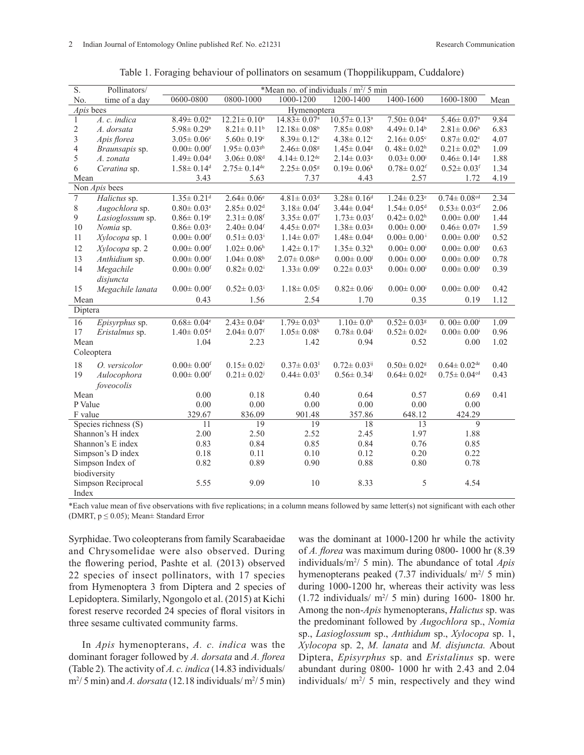Table 1. Foraging behaviour of pollinators on sesamum (Thoppilikuppam, Cuddalore)

| S. No. | Pollinators/ time of a day | *Mean no. of individuals / $m^2$/ 5 min | | | | | | Mean |
|---|---|---|---|---|---|---|---|---|
| | | 0600-0800 | 0800-1000 | 1000-1200 | 1200-1400 | 1400-1600 | 1600-1800 | |
| *Apis* bees | | Hymenoptera | | | | | | |
| 1 | *A. c. indica* | 8.49± 0.02[a] | 12.21± 0.10[a] | 14.83± 0.07[a] | 10.57± 0.13[a] | 7.50± 0.04[a] | 5.46± 0.07[a] | 9.84 |
| 2 | *A. dorsata* | 5.98± 0.29[b] | 8.21± 0.11[b] | 12.18± 0.08[b] | 7.85± 0.08[b] | 4.49± 0.14[b] | 2.81± 0.06[b] | 6.83 |
| 3 | *Apis florea* | 3.05± 0.06[c] | 5.60± 0.19[c] | 8.39± 0.12[c] | 4.38± 0.12[c] | 2.16± 0.05[c] | 0.87± 0.02[c] | 4.07 |
| 4 | *Braunsapis* sp. | 0.00± 0.00[f] | 1.95± 0.03[gh] | 2.46± 0.08[g] | 1.45± 0.04[g] | 0. 48± 0.02[h] | 0.21± 0.02[h] | 1.09 |
| 5 | *A. zonata* | 1.49± 0.04[d] | 3.06± 0.08[d] | 4.14± 0.12[de] | 2.14± 0.03[e] | 0.03± 0.00[i] | 0.46± 0.14[g] | 1.88 |
| 6 | *Ceratina* sp. | 1.58± 0.14[d] | 2.75± 0.14[de] | 2.25± 0.05[g] | 0.19± 0.06[k] | 0.78± 0.02[f] | 0.52± 0.03[f] | 1.34 |
| Mean | | 3.43 | 5.63 | 7.37 | 4.43 | 2.57 | 1.72 | 4.19 |
| Non *Apis* bees | | | | | | | | |
| 7 | *Halictus* sp. | 1.35± 0.21[d] | 2.64± 0.06[e] | 4.81± 0.03[d] | 3.28± 0.16[d] | 1.24± 0.23[e] | 0.74± 0.08[cd] | 2.34 |
| 8 | *Augochlora* sp. | 0.80± 0.03[e] | 2.85± 0.02[d] | 3.18± 0.04[f] | 3.44± 0.04[d] | 1.54± 0.05[d] | 0.53± 0.03[ef] | 2.06 |
| 9 | *Lasioglossum* sp. | 0.86± 0.19[e] | 2.31± 0.08[f] | 3.35± 0.07[f] | 1.73± 0.03[f] | 0.42± 0.02[h] | 0.00± 0.00[i] | 1.44 |
| 10 | *Nomia* sp. | 0.86± 0.03[e] | 2.40± 0.04[f] | 4.45± 0.07[d] | 1.38± 0.03[g] | 0.00± 0.00[i] | 0.46± 0.07[g] | 1.59 |
| 11 | *Xylocopa* sp. 1 | 0.00± 0.00[f] | 0.51± 0.03[i] | 1.14± 0.07[j] | 1.48± 0.04[g] | 0.00± 0.00[i] | 0.00± 0.00[i] | 0.52 |
| 12 | *Xylocopa* sp. 2 | 0.00± 0.00[f] | 1.02± 0.06[h] | 1.42± 0.17[i] | 1.35± 0.32[h] | 0.00± 0.00[i] | 0.00± 0.00[i] | 0.63 |
| 13 | *Anthidium* sp. | 0.00± 0.00[f] | 1.04± 0.08[h] | 2.07± 0.08[gh] | 0.00± 0.00[l] | 0.00± 0.00[i] | 0.00± 0.00[i] | 0.78 |
| 14 | *Megachile disjuncta* | 0.00± 0.00[f] | 0.82± 0.02[i] | 1.33± 0.09[i] | 0.22± 0.03[k] | 0.00± 0.00[i] | 0.00± 0.00[i] | 0.39 |
| 15 | *Megachile lanata* | 0.00± 0.00[f] | 0.52± 0.03[i] | 1.18± 0.05[j] | 0.82± 0.06[i] | 0.00± 0.00[i] | 0.00± 0.00[i] | 0.42 |
| Mean | | 0.43 | 1.56 | 2.54 | 1.70 | 0.35 | 0.19 | 1.12 |
| Diptera | | | | | | | | |
| 16 | *Episyrphus* sp. | 0.68± 0.04[e] | 2.43± 0.04[e] | 1.79± 0.03[h] | 1.10± 0.0[h] | 0.52± 0.03[g] | 0. 00± 0.00[i] | 1.09 |
| 17 | *Eristalmus* sp. | 1.40± 0.05[d] | 2.04± 0.07[f] | 1.05± 0.08[k] | 0.78± 0.04[i] | 0.52± 0.02[g] | 0.00± 0.00[i] | 0.96 |
| Mean | | 1.04 | 2.23 | 1.42 | 0.94 | 0.52 | 0.00 | 1.02 |
| Coleoptera | | | | | | | | |
| 18 | *O. versicolor* | 0.00± 0.00[f] | 0.15± 0.02[j] | 0.37± 0.03[l] | 0.72± 0.03[ij] | 0.50± 0.02[g] | 0.64± 0.02[de] | 0.40 |
| 19 | *Aulocophora foveocolis* | 0.00± 0.00[f] | 0.21± 0.02[j] | 0.44± 0.03[l] | 0.56± 0.34[j] | 0.64± 0.02[g] | 0.75± 0.04[cd] | 0.43 |
| Mean | | 0.00 | 0.18 | 0.40 | 0.64 | 0.57 | 0.69 | 0.41 |
| P Value | | 0.00 | 0.00 | 0.00 | 0.00 | 0.00 | 0.00 | |
| F value | | 329.67 | 836.09 | 901.48 | 357.86 | 648.12 | 424.29 | |
| Species richness (S) | | 11 | 19 | 19 | 18 | 13 | 9 | |
| Shannon's H index | | 2.00 | 2.50 | 2.52 | 2.45 | 1.97 | 1.88 | |
| Shannon's E index | | 0.83 | 0.84 | 0.85 | 0.84 | 0.76 | 0.85 | |
| Simpson's D index | | 0.18 | 0.11 | 0.10 | 0.12 | 0.20 | 0.22 | |
| Simpson Index of biodiversity | | 0.82 | 0.89 | 0.90 | 0.88 | 0.80 | 0.78 | |
| Simpson Reciprocal Index | | 5.55 | 9.09 | 10 | 8.33 | 5 | 4.54 | |

*Each value mean of five observations with five replications; in a column means followed by same letter(s) not significant with each other (DMRT, $p \leq 0.05$); Mean± Standard Error

Syrphidae. Two coleopterans from family Scarabaeidae and Chrysomelidae were also observed. During the flowering period, Pashte et al. (2013) observed 22 species of insect pollinators, with 17 species from Hymenoptera 3 from Diptera and 2 species of Lepidoptera. Similarly, Ngongolo et al. (2015) at Kichi forest reserve recorded 24 species of floral visitors in three sesame cultivated community farms.

In *Apis* hymenopterans, *A. c. indica* was the dominant forager followed by *A. dorsata* and *A. florea* (Table 2). The activity of *A. c. indica* (14.83 individuals/ $m^2$/ 5 min) and *A. dorsata* (12.18 individuals/ $m^2$/ 5 min) was the dominant at 1000-1200 hr while the activity of *A. florea* was maximum during 0800- 1000 hr (8.39 individuals/$m^2$/ 5 min). The abundance of total *Apis* hymenopterans peaked (7.37 individuals/ $m^2$/ 5 min) during 1000-1200 hr, whereas their activity was less (1.72 individuals/ $m^2$/ 5 min) during 1600- 1800 hr. Among the non-*Apis* hymenopterans, *Halictus* sp. was the predominant followed by *Augochlora* sp., *Nomia* sp., *Lasioglossum* sp., *Anthidum* sp., *Xylocopa* sp. 1, *Xylocopa* sp. 2, *M. lanata* and *M. disjuncta.* About Diptera, *Episyrphus* sp. and *Eristalinus* sp. were abundant during 0800- 1000 hr with 2.43 and 2.04 individuals/ $m^2$/ 5 min, respectively and they wind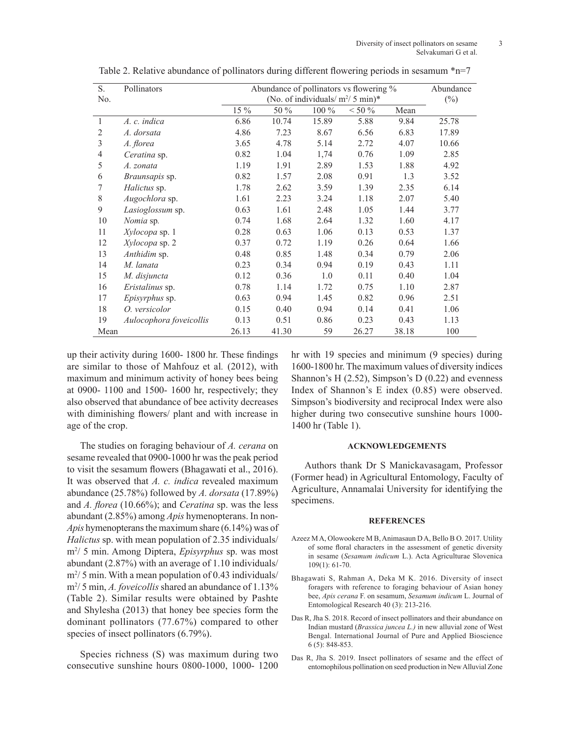Table 2. Relative abundance of pollinators during different flowering periods in sesamum *n=7

| S. No. | Pollinators | Abundance of pollinators vs flowering % (No. of individuals/ $m^2$/ 5 min)* | | | | | Abundance (%) |
|---|---|---|---|---|---|---|---|
| | | 15 % | 50 % | 100 % | < 50 % | Mean | |
| 1 | *A. c. indica* | 6.86 | 10.74 | 15.89 | 5.88 | 9.84 | 25.78 |
| 2 | *A. dorsata* | 4.86 | 7.23 | 8.67 | 6.56 | 6.83 | 17.89 |
| 3 | *A. florea* | 3.65 | 4.78 | 5.14 | 2.72 | 4.07 | 10.66 |
| 4 | *Ceratina* sp. | 0.82 | 1.04 | 1,74 | 0.76 | 1.09 | 2.85 |
| 5 | *A. zonata* | 1.19 | 1.91 | 2.89 | 1.53 | 1.88 | 4.92 |
| 6 | *Braunsapis* sp. | 0.82 | 1.57 | 2.08 | 0.91 | 1.3 | 3.52 |
| 7 | *Halictus* sp. | 1.78 | 2.62 | 3.59 | 1.39 | 2.35 | 6.14 |
| 8 | *Augochlora* sp. | 1.61 | 2.23 | 3.24 | 1.18 | 2.07 | 5.40 |
| 9 | *Lasioglossum* sp. | 0.63 | 1.61 | 2.48 | 1.05 | 1.44 | 3.77 |
| 10 | *Nomia* sp. | 0.74 | 1.68 | 2.64 | 1.32 | 1.60 | 4.17 |
| 11 | *Xylocopa* sp. 1 | 0.28 | 0.63 | 1.06 | 0.13 | 0.53 | 1.37 |
| 12 | *Xylocopa* sp. 2 | 0.37 | 0.72 | 1.19 | 0.26 | 0.64 | 1.66 |
| 13 | *Anthidim* sp. | 0.48 | 0.85 | 1.48 | 0.34 | 0.79 | 2.06 |
| 14 | *M. lanata* | 0.23 | 0.34 | 0.94 | 0.19 | 0.43 | 1.11 |
| 15 | *M. disjuncta* | 0.12 | 0.36 | 1.0 | 0.11 | 0.40 | 1.04 |
| 16 | *Eristalinus* sp. | 0.78 | 1.14 | 1.72 | 0.75 | 1.10 | 2.87 |
| 17 | *Episyrphus* sp. | 0.63 | 0.94 | 1.45 | 0.82 | 0.96 | 2.51 |
| 18 | *O. versicolor* | 0.15 | 0.40 | 0.94 | 0.14 | 0.41 | 1.06 |
| 19 | *Aulocophora foveicollis* | 0.13 | 0.51 | 0.86 | 0.23 | 0.43 | 1.13 |
| Mean | | 26.13 | 41.30 | 59 | 26.27 | 38.18 | 100 |

up their activity during 1600- 1800 hr. These findings are similar to those of Mahfouz et al*.* (2012), with maximum and minimum activity of honey bees being at 0900- 1100 and 1500- 1600 hr, respectively; they also observed that abundance of bee activity decreases with diminishing flowers/ plant and with increase in age of the crop.

The studies on foraging behaviour of *A. cerana* on sesame revealed that 0900-1000 hr was the peak period to visit the sesamum flowers (Bhagawati et al., 2016). It was observed that *A. c. indica* revealed maximum abundance (25.78%) followed by *A. dorsata* (17.89%) and *A. florea* (10.66%); and *Ceratina* sp. was the less abundant (2.85%) among *Apis* hymenopterans. In non-*Apis* hymenopterans the maximum share (6.14%) was of *Halictus* sp. with mean population of 2.35 individuals/ $m^2$/ 5 min. Among Diptera, *Episyrphus* sp. was most abundant (2.87%) with an average of 1.10 individuals/ $m^2$/ 5 min. With a mean population of 0.43 individuals/ $m^2$/ 5 min, *A. foveicollis* shared an abundance of 1.13% (Table 2). Similar results were obtained by Pashte and Shylesha (2013) that honey bee species form the dominant pollinators (77.67%) compared to other species of insect pollinators (6.79%).

Species richness (S) was maximum during two consecutive sunshine hours 0800-1000, 1000- 1200 hr with 19 species and minimum (9 species) during 1600-1800 hr. The maximum values of diversity indices Shannon's H (2.52), Simpson's D (0.22) and evenness Index of Shannon's E index (0.85) were observed. Simpson's biodiversity and reciprocal Index were also higher during two consecutive sunshine hours 1000-1400 hr (Table 1).

## ACKNOWLEDGEMENTS

Authors thank Dr S Manickavasagam, Professor (Former head) in Agricultural Entomology, Faculty of Agriculture, Annamalai University for identifying the specimens.

## REFERENCES

Azeez M A, Olowookere M B, Animasaun D A, Bello B O. 2017. Utility of some floral characters in the assessment of genetic diversity in sesame (*Sesamum indicum* L.). Acta Agriculturae Slovenica 109(1): 61-70.

Bhagawati S, Rahman A, Deka M K. 2016. Diversity of insect foragers with reference to foraging behaviour of Asian honey bee, *Apis cerana* F. on sesamum, *Sesamum indicum* L. Journal of Entomological Research 40 (3): 213-216.

Das R, Jha S. 2018. Record of insect pollinators and their abundance on Indian mustard (*Brassica juncea L.)* in new alluvial zone of West Bengal. International Journal of Pure and Applied Bioscience 6 (5): 848-853.

Das R, Jha S. 2019. Insect pollinators of sesame and the effect of entomophilous pollination on seed production in New Alluvial Zone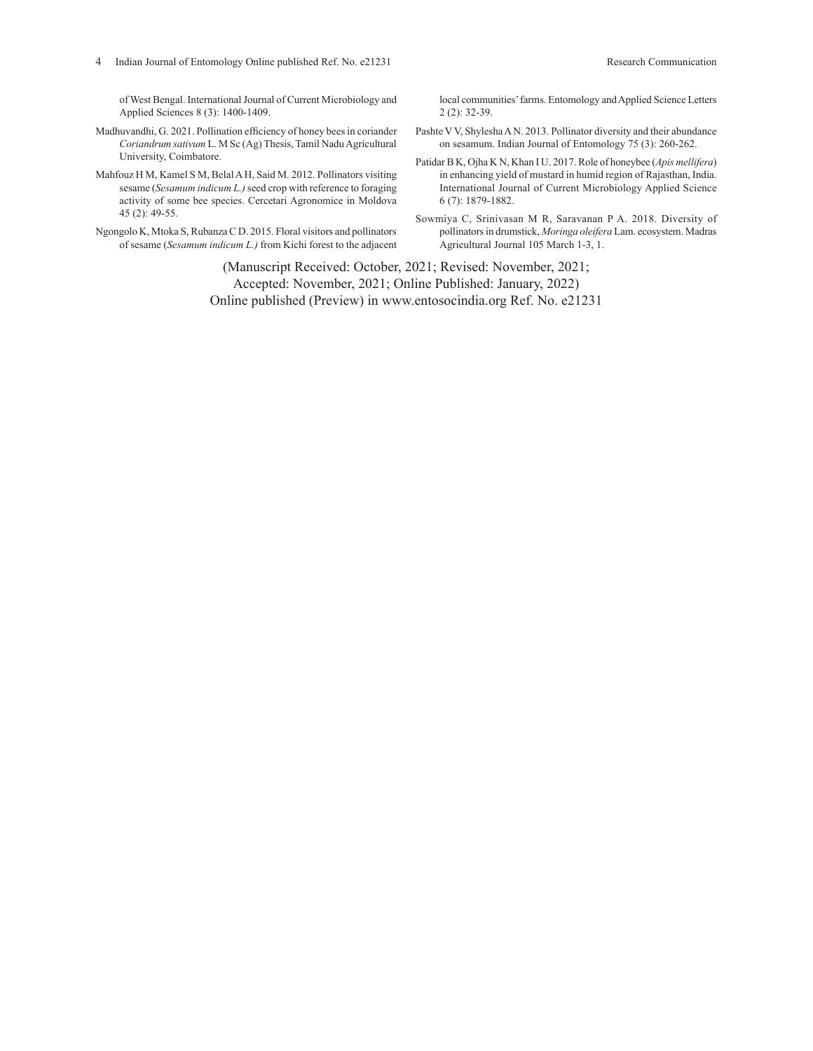of West Bengal. International Journal of Current Microbiology and Applied Sciences 8 (3): 1400-1409.

Madhuvandhi, G. 2021. Pollination efficiency of honey bees in coriander *Coriandrum sativum* L. M Sc (Ag) Thesis, Tamil Nadu Agricultural University, Coimbatore.

Mahfouz H M, Kamel S M, Belal A H, Said M. 2012. Pollinators visiting sesame (*Sesamum indicum L.)* seed crop with reference to foraging activity of some bee species. Cercetari Agronomice in Moldova 45 (2): 49-55.

Ngongolo K, Mtoka S, Rubanza C D. 2015. Floral visitors and pollinators of sesame (*Sesamum indicum L.)* from Kichi forest to the adjacent local communities' farms. Entomology and Applied Science Letters 2 (2): 32-39.

Pashte V V, Shylesha A N. 2013. Pollinator diversity and their abundance on sesamum. Indian Journal of Entomology 75 (3): 260-262.

Patidar B K, Ojha K N, Khan I U. 2017. Role of honeybee (*Apis mellifera*) in enhancing yield of mustard in humid region of Rajasthan, India. International Journal of Current Microbiology Applied Science 6 (7): 1879-1882.

Sowmiya C, Srinivasan M R, Saravanan P A. 2018. Diversity of pollinators in drumstick, *Moringa oleifera* Lam. ecosystem. Madras Agricultural Journal 105 March 1-3, 1.

(Manuscript Received: October, 2021; Revised: November, 2021;
Accepted: November, 2021; Online Published: January, 2022)
Online published (Preview) in www.entosocindia.org Ref. No. e21231